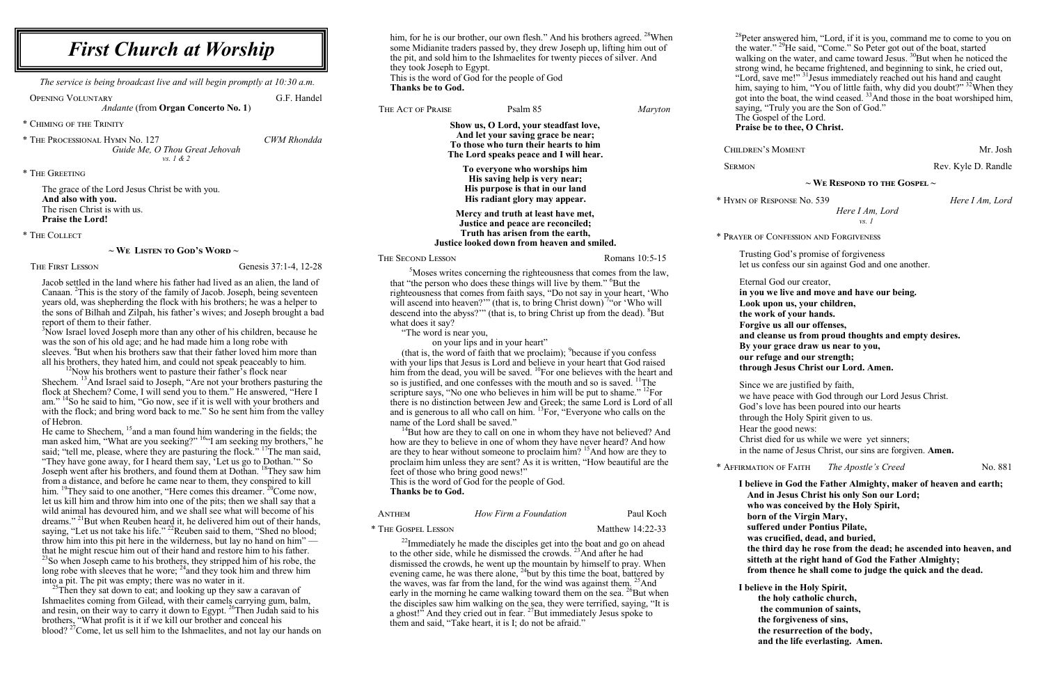# First Church at Worship

*The service is being broadcast live and will begin promptly at 10:30 a.m.*

OPENING VOLUNTARY — G.F. Handel
*Andante* (from **Organ Concerto No. 1**)

\* CHIMING OF THE TRINITY

\* THE PROCESSIONAL HYMN No. 127 — *CWM Rhondda*
*Guide Me, O Thou Great Jehovah*
*vs. 1 & 2*

\* THE GREETING

The grace of the Lord Jesus Christ be with you.
**And also with you.**
The risen Christ is with us.
**Praise the Lord!**

\* THE COLLECT

## ~ WE LISTEN TO GOD'S WORD ~

THE FIRST LESSON — Genesis 37:1-4, 12-28

Jacob settled in the land where his father had lived as an alien, the land of Canaan. [2]This is the story of the family of Jacob. Joseph, being seventeen years old, was shepherding the flock with his brothers; he was a helper to the sons of Bilhah and Zilpah, his father's wives; and Joseph brought a bad report of them to their father.

[3]Now Israel loved Joseph more than any other of his children, because he was the son of his old age; and he had made him a long robe with sleeves. [4]But when his brothers saw that their father loved him more than all his brothers, they hated him, and could not speak peaceably to him.

[12]Now his brothers went to pasture their father's flock near Shechem. [13]And Israel said to Joseph, "Are not your brothers pasturing the flock at Shechem? Come, I will send you to them." He answered, "Here I am." [14]So he said to him, "Go now, see if it is well with your brothers and with the flock; and bring word back to me." So he sent him from the valley of Hebron.

He came to Shechem, [15]and a man found him wandering in the fields; the man asked him, "What are you seeking?" [16]"I am seeking my brothers," he said; "tell me, please, where they are pasturing the flock." [17]The man said, "They have gone away, for I heard them say, 'Let us go to Dothan.'" So Joseph went after his brothers, and found them at Dothan. [18]They saw him from a distance, and before he came near to them, they conspired to kill him. [19]They said to one another, "Here comes this dreamer. [20]Come now, let us kill him and throw him into one of the pits; then we shall say that a wild animal has devoured him, and we shall see what will become of his dreams." [21]But when Reuben heard it, he delivered him out of their hands, saying, "Let us not take his life." [22]Reuben said to them, "Shed no blood; throw him into this pit here in the wilderness, but lay no hand on him" — that he might rescue him out of their hand and restore him to his father. [23]So when Joseph came to his brothers, they stripped him of his robe, the long robe with sleeves that he wore; [24]and they took him and threw him into a pit. The pit was empty; there was no water in it.

[25]Then they sat down to eat; and looking up they saw a caravan of Ishmaelites coming from Gilead, with their camels carrying gum, balm, and resin, on their way to carry it down to Egypt. [26]Then Judah said to his brothers, "What profit is it if we kill our brother and conceal his blood? [27]Come, let us sell him to the Ishmaelites, and not lay our hands on him, for he is our brother, our own flesh." And his brothers agreed. [28]When some Midianite traders passed by, they drew Joseph up, lifting him out of the pit, and sold him to the Ishmaelites for twenty pieces of silver. And they took Joseph to Egypt.
This is the word of God for the people of God
**Thanks be to God.**

THE ACT OF PRAISE — Psalm 85 — *Maryton*

**Show us, O Lord, your steadfast love,**
**And let your saving grace be near;**
**To those who turn their hearts to him**
**The Lord speaks peace and I will hear.**

**To everyone who worships him**
**His saving help is very near;**
**His purpose is that in our land**
**His radiant glory may appear.**

**Mercy and truth at least have met,**
**Justice and peace are reconciled;**
**Truth has arisen from the earth,**
**Justice looked down from heaven and smiled.**

THE SECOND LESSON — Romans 10:5-15

[5]Moses writes concerning the righteousness that comes from the law, that "the person who does these things will live by them." [6]But the righteousness that comes from faith says, "Do not say in your heart, 'Who will ascend into heaven?'" (that is, to bring Christ down) [7]"or 'Who will descend into the abyss?'" (that is, to bring Christ up from the dead). [8]But what does it say?
"The word is near you,
on your lips and in your heart"
(that is, the word of faith that we proclaim); [9]because if you confess with your lips that Jesus is Lord and believe in your heart that God raised him from the dead, you will be saved. [10]For one believes with the heart and so is justified, and one confesses with the mouth and so is saved. [11]The scripture says, "No one who believes in him will be put to shame." [12]For there is no distinction between Jew and Greek; the same Lord is Lord of all and is generous to all who call on him. [13]For, "Everyone who calls on the name of the Lord shall be saved."

[14]But how are they to call on one in whom they have not believed? And how are they to believe in one of whom they have never heard? And how are they to hear without someone to proclaim him? [15]And how are they to proclaim him unless they are sent? As it is written, "How beautiful are the feet of those who bring good news!"
This is the word of God for the people of God.
**Thanks be to God.**

ANTHEM — *How Firm a Foundation* — Paul Koch

\* THE GOSPEL LESSON — Matthew 14:22-33

[22]Immediately he made the disciples get into the boat and go on ahead to the other side, while he dismissed the crowds. [23]And after he had dismissed the crowds, he went up the mountain by himself to pray. When evening came, he was there alone, [24]but by this time the boat, battered by the waves, was far from the land, for the wind was against them. [25]And early in the morning he came walking toward them on the sea. [26]But when the disciples saw him walking on the sea, they were terrified, saying, "It is a ghost!" And they cried out in fear. [27]But immediately Jesus spoke to them and said, "Take heart, it is I; do not be afraid."

[28]Peter answered him, "Lord, if it is you, command me to come to you on the water." [29]He said, "Come." So Peter got out of the boat, started walking on the water, and came toward Jesus. [30]But when he noticed the strong wind, he became frightened, and beginning to sink, he cried out, "Lord, save me!" [31]Jesus immediately reached out his hand and caught him, saying to him, "You of little faith, why did you doubt?" [32]When they got into the boat, the wind ceased. [33]And those in the boat worshiped him, saying, "Truly you are the Son of God."
The Gospel of the Lord.
**Praise be to thee, O Christ.**

CHILDREN'S MOMENT — Mr. Josh

SERMON — Rev. Kyle D. Randle

## ~ WE RESPOND TO THE GOSPEL ~

\* HYMN OF RESPONSE No. 539 — *Here I Am, Lord*
*Here I Am, Lord*
*vs. 1*

\* PRAYER OF CONFESSION AND FORGIVENESS

Trusting God's promise of forgiveness
let us confess our sin against God and one another.

Eternal God our creator,
**in you we live and move and have our being.**
**Look upon us, your children,**
**the work of your hands.**
**Forgive us all our offenses,**
**and cleanse us from proud thoughts and empty desires.**
**By your grace draw us near to you,**
**our refuge and our strength;**
**through Jesus Christ our Lord. Amen.**

Since we are justified by faith,
we have peace with God through our Lord Jesus Christ.
God's love has been poured into our hearts
through the Holy Spirit given to us.
Hear the good news:
Christ died for us while we were yet sinners;
in the name of Jesus Christ, our sins are forgiven. **Amen.**

\* AFFIRMATION OF FAITH — *The Apostle's Creed* — No. 881

**I believe in God the Father Almighty, maker of heaven and earth;**
**And in Jesus Christ his only Son our Lord;**
**who was conceived by the Holy Spirit,**
**born of the Virgin Mary,**
**suffered under Pontius Pilate,**
**was crucified, dead, and buried,**
**the third day he rose from the dead; he ascended into heaven, and**
**sitteth at the right hand of God the Father Almighty;**
**from thence he shall come to judge the quick and the dead.**

**I believe in the Holy Spirit,**
**the holy catholic church,**
**the communion of saints,**
**the forgiveness of sins,**
**the resurrection of the body,**
**and the life everlasting. Amen.**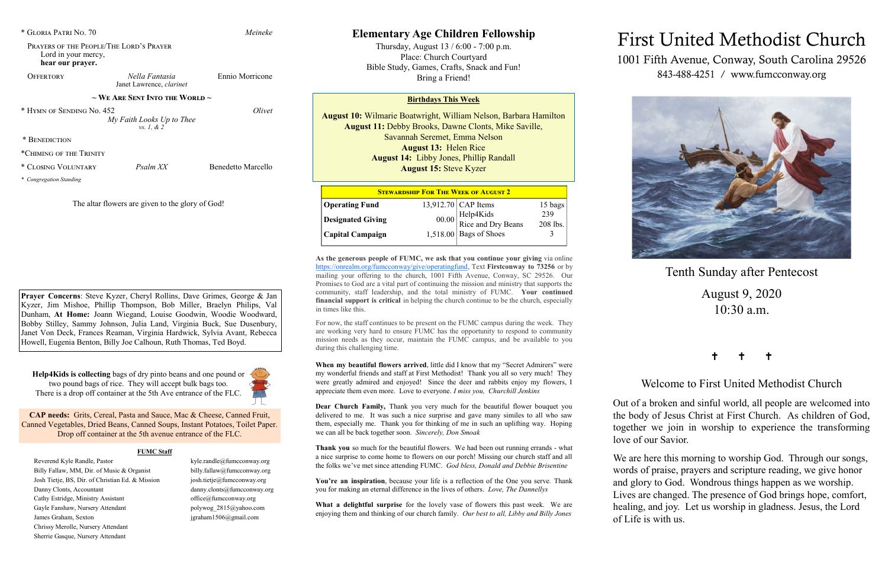* Gloria Patri No. 70 *Meineke*

Prayers of the People/The Lord's Prayer
Lord in your mercy,
**hear our prayer.**

Offertory *Nella Fantasia* Ennio Morricone
Janet Lawrence, *clarinet*

~ **We Are Sent Into the World** ~

* Hymn of Sending No. 452 *Olivet*
*My Faith Looks Up to Thee*
*vs. 1, & 2*

* Benediction

*Chiming of the Trinity

* Closing Voluntary *Psalm XX* Benedetto Marcello

* *Congregation Standing*

The altar flowers are given to the glory of God!

**Prayer Concerns**: Steve Kyzer, Cheryl Rollins, Dave Grimes, George & Jan Kyzer, Jim Mishoe, Phillip Thompson, Bob Miller, Braelyn Philips, Val Dunham, **At Home:** Joann Wiegand, Louise Goodwin, Woodie Woodward, Bobby Stilley, Sammy Johnson, Julia Land, Virginia Buck, Sue Dusenbury, Janet Von Deck, Frances Reaman, Virginia Hardwick, Sylvia Avant, Rebecca Howell, Eugenia Benton, Billy Joe Calhoun, Ruth Thomas, Ted Boyd.

**Help4Kids is collecting** bags of dry pinto beans and one pound or two pound bags of rice. They will accept bulk bags too. There is a drop off container at the 5th Ave entrance of the FLC.

**CAP needs:** Grits, Cereal, Pasta and Sauce, Mac & Cheese, Canned Fruit, Canned Vegetables, Dried Beans, Canned Soups, Instant Potatoes, Toilet Paper. Drop off container at the 5th avenue entrance of the FLC.

**FUMC Staff**

| | |
|---|---|
| Reverend Kyle Randle, Pastor | kyle.randle@fumcconway.org |
| Billy Fallaw, MM, Dir. of Music & Organist | billy.fallaw@fumcconway.org |
| Josh Tietje, BS, Dir. of Christian Ed. & Mission | josh.tietje@fumcconway.org |
| Danny Clonts, Accountant | danny.clonts@fumcconway.org |
| Cathy Estridge, Ministry Assistant | office@fumcconway.org |
| Gayle Fanshaw, Nursery Attendant | polywog_2815@yahoo.com |
| James Graham, Sexton | jgraham1506@gmail.com |
| Chrissy Merolle, Nursery Attendant | |
| Sherrie Gasque, Nursery Attendant | |

## Elementary Age Children Fellowship

Thursday, August 13 / 6:00 - 7:00 p.m.
Place: Church Courtyard
Bible Study, Games, Crafts, Snack and Fun!
Bring a Friend!

**Birthdays This Week**

**August 10:** Wilmarie Boatwright, William Nelson, Barbara Hamilton
**August 11:** Debby Brooks, Dawne Clonts, Mike Saville, Savannah Seremet, Emma Nelson
**August 13:** Helen Rice
**August 14:** Libby Jones, Phillip Randall
**August 15:** Steve Kyzer

| Stewardship For The Week of August 2 | | | |
|---|---|---|---|
| **Operating Fund** | 13,912.70 | CAP Items | 15 bags |
| **Designated Giving** | 00.00 | Help4Kids Rice and Dry Beans | 239 208 lbs. |
| **Capital Campaign** | 1,518.00 | Bags of Shoes | 3 |

**As the generous people of FUMC, we ask that you continue your giving** via online https://onrealm.org/fumcconway/give/operatingfund, Text **Firstconway to 73256** or by mailing your offering to the church, 1001 Fifth Avenue, Conway, SC 29526. Our Promises to God are a vital part of continuing the mission and ministry that supports the community, staff leadership, and the total ministry of FUMC. **Your continued financial support is critical** in helping the church continue to be the church, especially in times like this.

For now, the staff continues to be present on the FUMC campus during the week. They are working very hard to ensure FUMC has the opportunity to respond to community mission needs as they occur, maintain the FUMC campus, and be available to you during this challenging time.

**When my beautiful flowers arrived**, little did I know that my "Secret Admirers" were my wonderful friends and staff at First Methodist! Thank you all so very much! They were greatly admired and enjoyed! Since the deer and rabbits enjoy my flowers, I appreciate them even more. Love to everyone. *I miss you, Churchill Jenkins*

**Dear Church Family,** Thank you very much for the beautiful flower bouquet you delivered to me. It was such a nice surprise and gave many smiles to all who saw them, especially me. Thank you for thinking of me in such an uplifting way. Hoping we can all be back together soon. *Sincerely, Don Smoak*

**Thank you** so much for the beautiful flowers. We had been out running errands - what a nice surprise to come home to flowers on our porch! Missing our church staff and all the folks we've met since attending FUMC. *God bless, Donald and Debbie Brisentine*

**You're an inspiration**, because your life is a reflection of the One you serve. Thank you for making an eternal difference in the lives of others. *Love, The Dannellys*

**What a delightful surprise** for the lovely vase of flowers this past week. We are enjoying them and thinking of our church family. *Our best to all, Libby and Billy Jones*

# First United Methodist Church

1001 Fifth Avenue, Conway, South Carolina 29526
843-488-4251 / www.fumcconway.org

Tenth Sunday after Pentecost

August 9, 2020
10:30 a.m.

✝ ✝ ✝

## Welcome to First United Methodist Church

Out of a broken and sinful world, all people are welcomed into the body of Jesus Christ at First Church. As children of God, together we join in worship to experience the transforming love of our Savior.

We are here this morning to worship God. Through our songs, words of praise, prayers and scripture reading, we give honor and glory to God. Wondrous things happen as we worship. Lives are changed. The presence of God brings hope, comfort, healing, and joy. Let us worship in gladness. Jesus, the Lord of Life is with us.